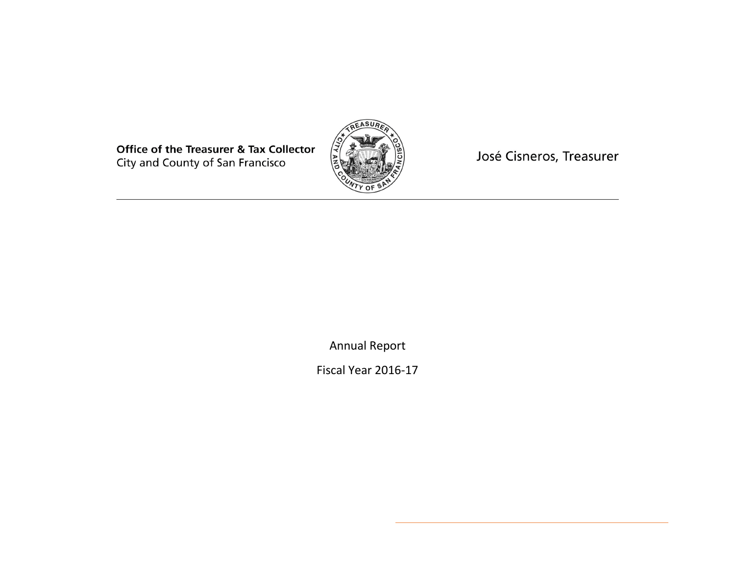**Office of the Treasurer & Tax Collector**
City and County of San Francisco

José Cisneros, Treasurer

---

# Annual Report

## Fiscal Year 2016-17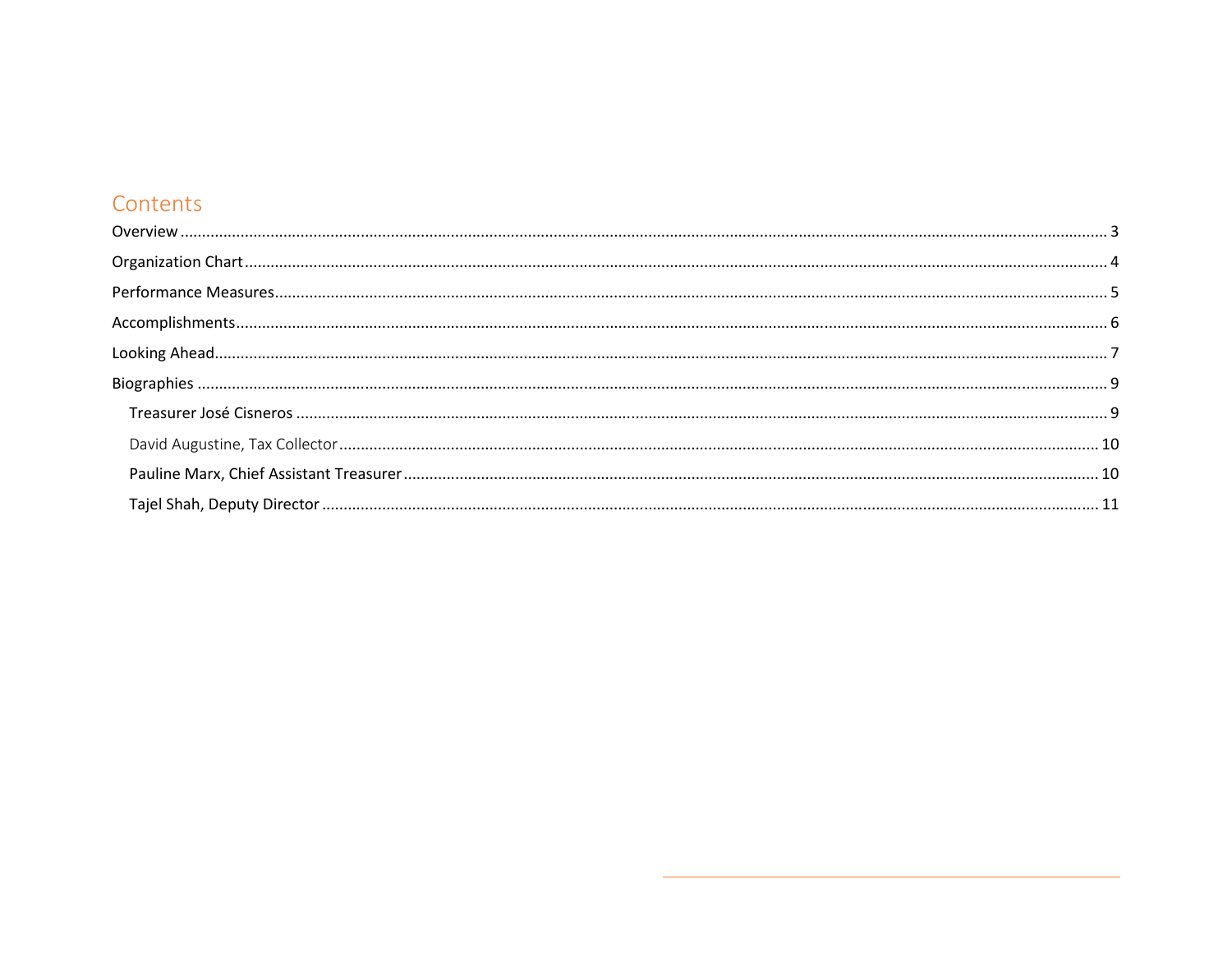# Contents

- Overview ........ 3
- Organization Chart ........ 4
- Performance Measures ........ 5
- Accomplishments ........ 6
- Looking Ahead ........ 7
- Biographies ........ 9
  - Treasurer José Cisneros ........ 9
  - David Augustine, Tax Collector ........ 10
  - Pauline Marx, Chief Assistant Treasurer ........ 10
  - Tajel Shah, Deputy Director ........ 11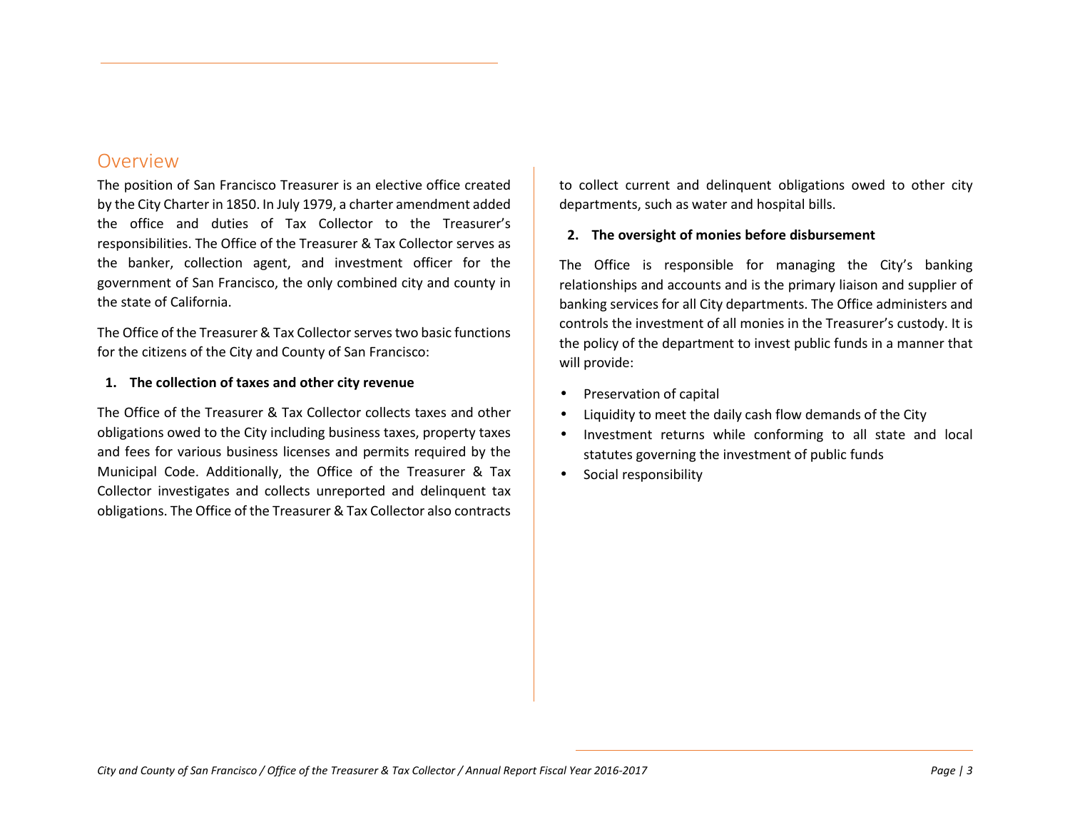## Overview

The position of San Francisco Treasurer is an elective office created by the City Charter in 1850. In July 1979, a charter amendment added the office and duties of Tax Collector to the Treasurer's responsibilities. The Office of the Treasurer & Tax Collector serves as the banker, collection agent, and investment officer for the government of San Francisco, the only combined city and county in the state of California.

The Office of the Treasurer & Tax Collector serves two basic functions for the citizens of the City and County of San Francisco:

**1. The collection of taxes and other city revenue**

The Office of the Treasurer & Tax Collector collects taxes and other obligations owed to the City including business taxes, property taxes and fees for various business licenses and permits required by the Municipal Code. Additionally, the Office of the Treasurer & Tax Collector investigates and collects unreported and delinquent tax obligations. The Office of the Treasurer & Tax Collector also contracts to collect current and delinquent obligations owed to other city departments, such as water and hospital bills.

**2. The oversight of monies before disbursement**

The Office is responsible for managing the City's banking relationships and accounts and is the primary liaison and supplier of banking services for all City departments. The Office administers and controls the investment of all monies in the Treasurer's custody. It is the policy of the department to invest public funds in a manner that will provide:

- Preservation of capital
- Liquidity to meet the daily cash flow demands of the City
- Investment returns while conforming to all state and local statutes governing the investment of public funds
- Social responsibility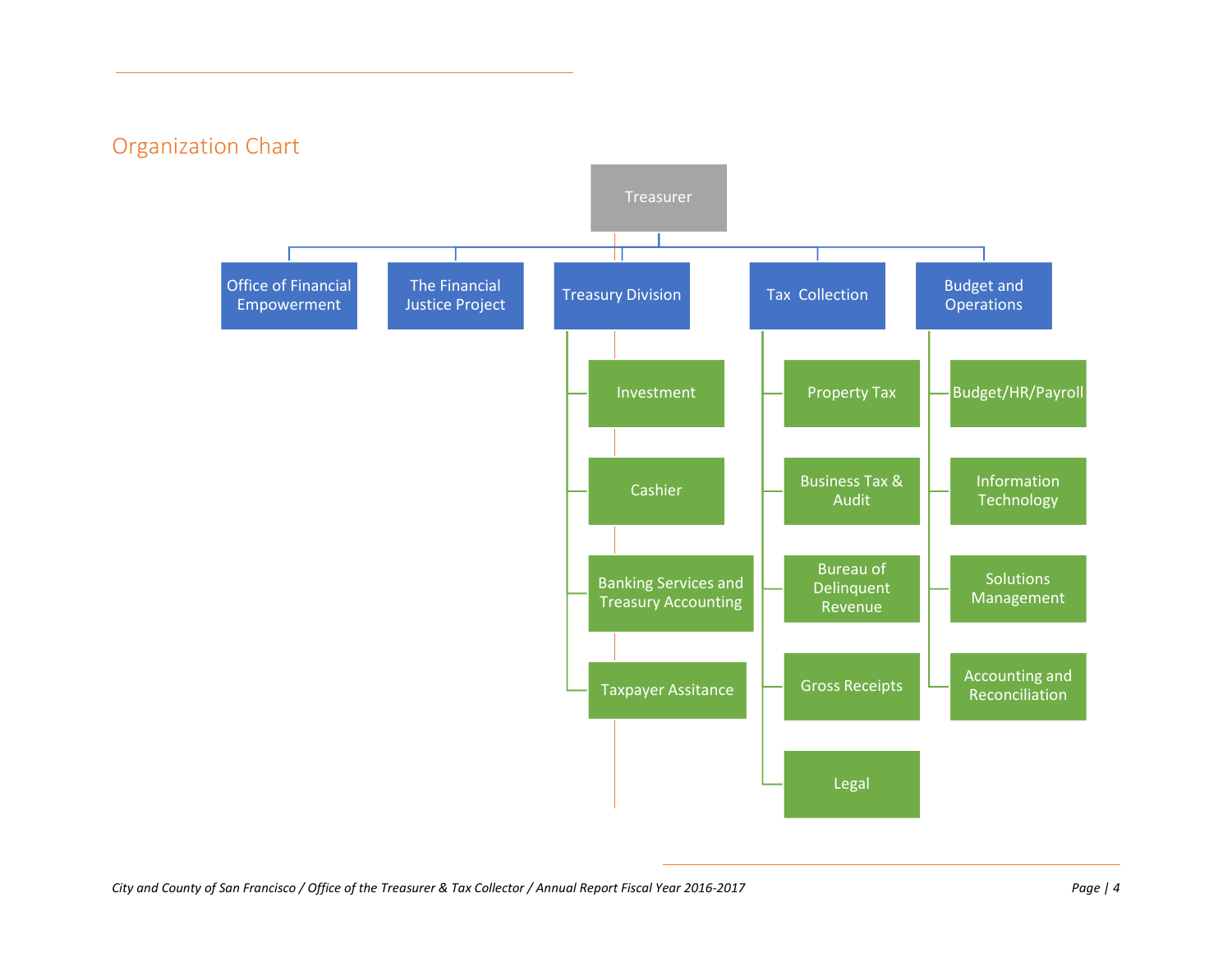## Organization Chart

- Treasurer
  - Office of Financial Empowerment
  - The Financial Justice Project
  - Treasury Division
    - Investment
    - Cashier
    - Banking Services and Treasury Accounting
    - Taxpayer Assitance
  - Tax Collection
    - Property Tax
    - Business Tax & Audit
    - Bureau of Delinquent Revenue
    - Gross Receipts
    - Legal
  - Budget and Operations
    - Budget/HR/Payroll
    - Information Technology
    - Solutions Management
    - Accounting and Reconciliation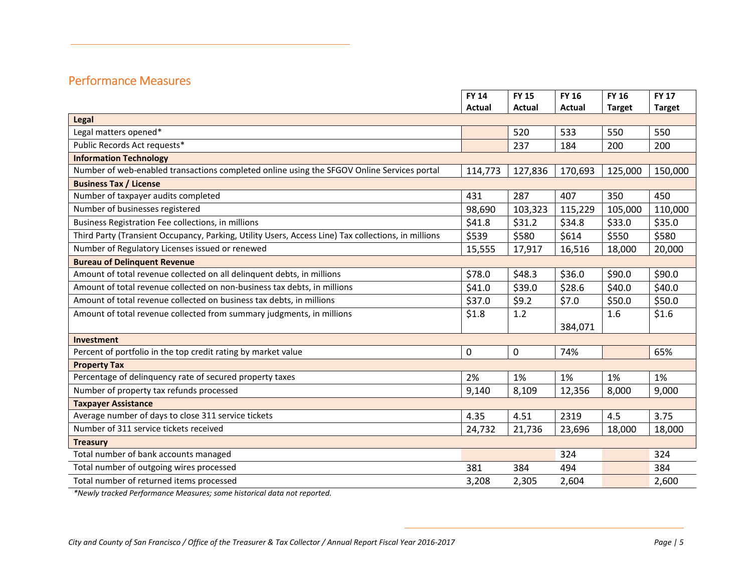## Performance Measures

| | FY 14 Actual | FY 15 Actual | FY 16 Actual | FY 16 Target | FY 17 Target |
|---|---|---|---|---|---|
| **Legal** | | | | | |
| Legal matters opened* | | 520 | 533 | 550 | 550 |
| Public Records Act requests* | | 237 | 184 | 200 | 200 |
| **Information Technology** | | | | | |
| Number of web-enabled transactions completed online using the SFGOV Online Services portal | 114,773 | 127,836 | 170,693 | 125,000 | 150,000 |
| **Business Tax / License** | | | | | |
| Number of taxpayer audits completed | 431 | 287 | 407 | 350 | 450 |
| Number of businesses registered | 98,690 | 103,323 | 115,229 | 105,000 | 110,000 |
| Business Registration Fee collections, in millions | $41.8 | $31.2 | $34.8 | $33.0 | $35.0 |
| Third Party (Transient Occupancy, Parking, Utility Users, Access Line) Tax collections, in millions | $539 | $580 | $614 | $550 | $580 |
| Number of Regulatory Licenses issued or renewed | 15,555 | 17,917 | 16,516 | 18,000 | 20,000 |
| **Bureau of Delinquent Revenue** | | | | | |
| Amount of total revenue collected on all delinquent debts, in millions | $78.0 | $48.3 | $36.0 | $90.0 | $90.0 |
| Amount of total revenue collected on non-business tax debts, in millions | $41.0 | $39.0 | $28.6 | $40.0 | $40.0 |
| Amount of total revenue collected on business tax debts, in millions | $37.0 | $9.2 | $7.0 | $50.0 | $50.0 |
| Amount of total revenue collected from summary judgments, in millions | $1.8 | 1.2 | 384,071 | 1.6 | $1.6 |
| **Investment** | | | | | |
| Percent of portfolio in the top credit rating by market value | 0 | 0 | 74% | | 65% |
| **Property Tax** | | | | | |
| Percentage of delinquency rate of secured property taxes | 2% | 1% | 1% | 1% | 1% |
| Number of property tax refunds processed | 9,140 | 8,109 | 12,356 | 8,000 | 9,000 |
| **Taxpayer Assistance** | | | | | |
| Average number of days to close 311 service tickets | 4.35 | 4.51 | 2319 | 4.5 | 3.75 |
| Number of 311 service tickets received | 24,732 | 21,736 | 23,696 | 18,000 | 18,000 |
| **Treasury** | | | | | |
| Total number of bank accounts managed | | | 324 | | 324 |
| Total number of outgoing wires processed | 381 | 384 | 494 | | 384 |
| Total number of returned items processed | 3,208 | 2,305 | 2,604 | | 2,600 |

*\*Newly tracked Performance Measures; some historical data not reported.*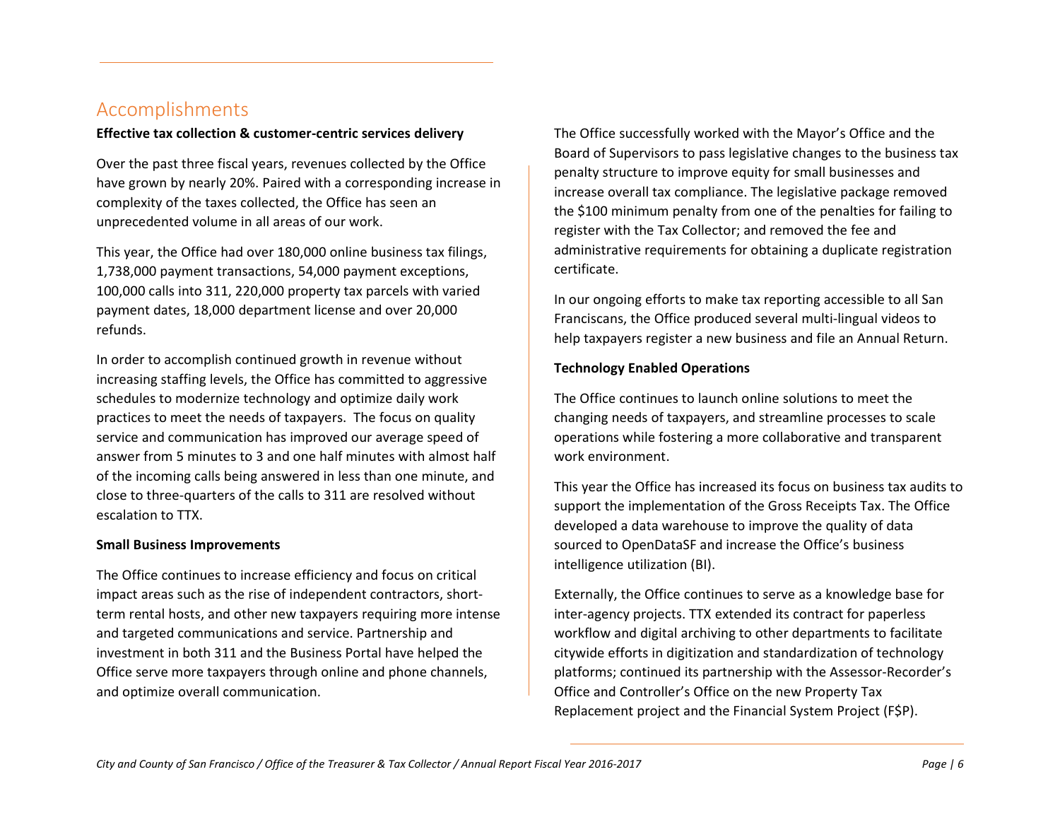## Accomplishments

**Effective tax collection & customer-centric services delivery**

Over the past three fiscal years, revenues collected by the Office have grown by nearly 20%. Paired with a corresponding increase in complexity of the taxes collected, the Office has seen an unprecedented volume in all areas of our work.

This year, the Office had over 180,000 online business tax filings, 1,738,000 payment transactions, 54,000 payment exceptions, 100,000 calls into 311, 220,000 property tax parcels with varied payment dates, 18,000 department license and over 20,000 refunds.

In order to accomplish continued growth in revenue without increasing staffing levels, the Office has committed to aggressive schedules to modernize technology and optimize daily work practices to meet the needs of taxpayers. The focus on quality service and communication has improved our average speed of answer from 5 minutes to 3 and one half minutes with almost half of the incoming calls being answered in less than one minute, and close to three-quarters of the calls to 311 are resolved without escalation to TTX.

**Small Business Improvements**

The Office continues to increase efficiency and focus on critical impact areas such as the rise of independent contractors, short-term rental hosts, and other new taxpayers requiring more intense and targeted communications and service. Partnership and investment in both 311 and the Business Portal have helped the Office serve more taxpayers through online and phone channels, and optimize overall communication.

The Office successfully worked with the Mayor's Office and the Board of Supervisors to pass legislative changes to the business tax penalty structure to improve equity for small businesses and increase overall tax compliance. The legislative package removed the $100 minimum penalty from one of the penalties for failing to register with the Tax Collector; and removed the fee and administrative requirements for obtaining a duplicate registration certificate.

In our ongoing efforts to make tax reporting accessible to all San Franciscans, the Office produced several multi-lingual videos to help taxpayers register a new business and file an Annual Return.

**Technology Enabled Operations**

The Office continues to launch online solutions to meet the changing needs of taxpayers, and streamline processes to scale operations while fostering a more collaborative and transparent work environment.

This year the Office has increased its focus on business tax audits to support the implementation of the Gross Receipts Tax. The Office developed a data warehouse to improve the quality of data sourced to OpenDataSF and increase the Office's business intelligence utilization (BI).

Externally, the Office continues to serve as a knowledge base for inter-agency projects. TTX extended its contract for paperless workflow and digital archiving to other departments to facilitate citywide efforts in digitization and standardization of technology platforms; continued its partnership with the Assessor-Recorder's Office and Controller's Office on the new Property Tax Replacement project and the Financial System Project (F$P).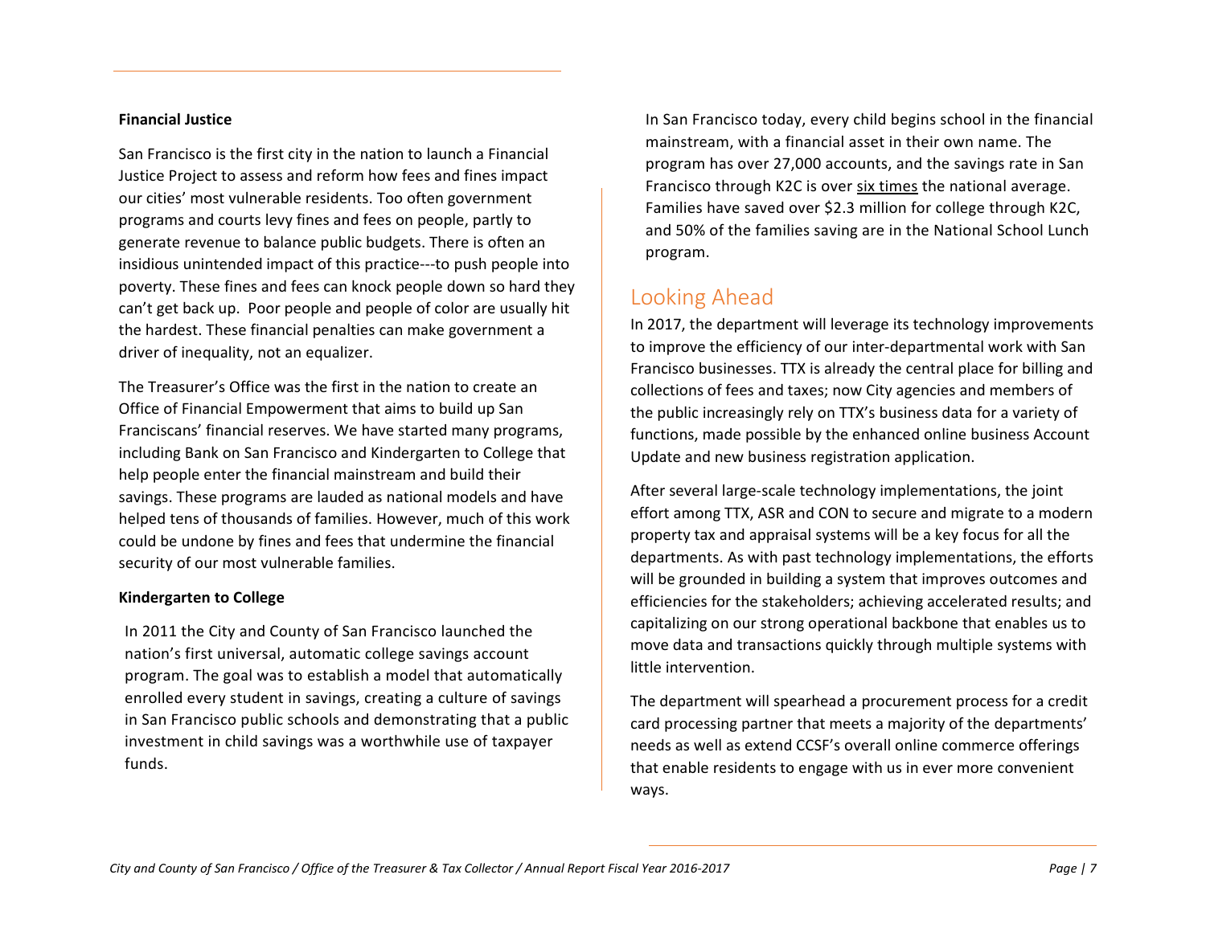**Financial Justice**

San Francisco is the first city in the nation to launch a Financial Justice Project to assess and reform how fees and fines impact our cities' most vulnerable residents. Too often government programs and courts levy fines and fees on people, partly to generate revenue to balance public budgets. There is often an insidious unintended impact of this practice---to push people into poverty. These fines and fees can knock people down so hard they can't get back up. Poor people and people of color are usually hit the hardest. These financial penalties can make government a driver of inequality, not an equalizer.

The Treasurer's Office was the first in the nation to create an Office of Financial Empowerment that aims to build up San Franciscans' financial reserves. We have started many programs, including Bank on San Francisco and Kindergarten to College that help people enter the financial mainstream and build their savings. These programs are lauded as national models and have helped tens of thousands of families. However, much of this work could be undone by fines and fees that undermine the financial security of our most vulnerable families.

**Kindergarten to College**

In 2011 the City and County of San Francisco launched the nation's first universal, automatic college savings account program. The goal was to establish a model that automatically enrolled every student in savings, creating a culture of savings in San Francisco public schools and demonstrating that a public investment in child savings was a worthwhile use of taxpayer funds.

In San Francisco today, every child begins school in the financial mainstream, with a financial asset in their own name. The program has over 27,000 accounts, and the savings rate in San Francisco through K2C is over six times the national average. Families have saved over $2.3 million for college through K2C, and 50% of the families saving are in the National School Lunch program.

## Looking Ahead

In 2017, the department will leverage its technology improvements to improve the efficiency of our inter-departmental work with San Francisco businesses. TTX is already the central place for billing and collections of fees and taxes; now City agencies and members of the public increasingly rely on TTX's business data for a variety of functions, made possible by the enhanced online business Account Update and new business registration application.

After several large-scale technology implementations, the joint effort among TTX, ASR and CON to secure and migrate to a modern property tax and appraisal systems will be a key focus for all the departments. As with past technology implementations, the efforts will be grounded in building a system that improves outcomes and efficiencies for the stakeholders; achieving accelerated results; and capitalizing on our strong operational backbone that enables us to move data and transactions quickly through multiple systems with little intervention.

The department will spearhead a procurement process for a credit card processing partner that meets a majority of the departments' needs as well as extend CCSF's overall online commerce offerings that enable residents to engage with us in ever more convenient ways.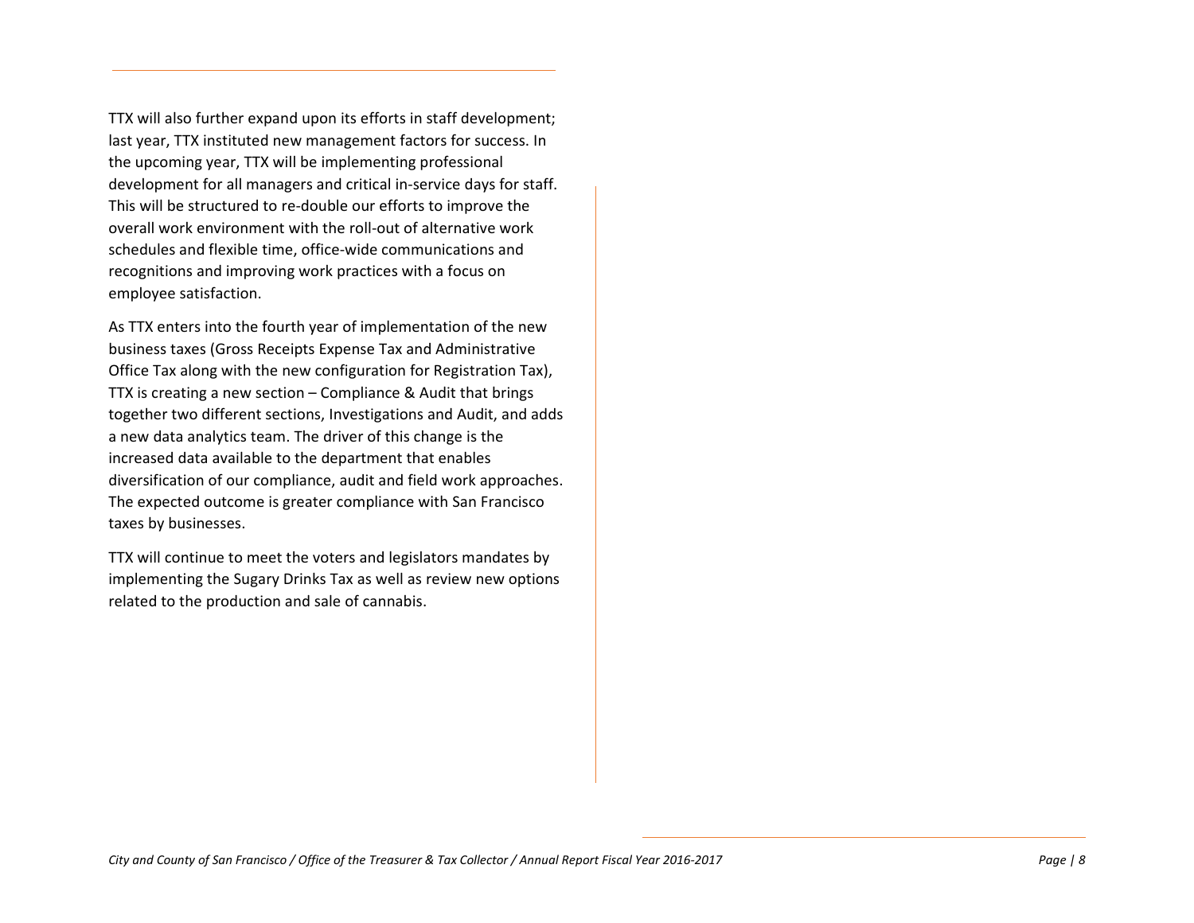TTX will also further expand upon its efforts in staff development; last year, TTX instituted new management factors for success. In the upcoming year, TTX will be implementing professional development for all managers and critical in-service days for staff. This will be structured to re-double our efforts to improve the overall work environment with the roll-out of alternative work schedules and flexible time, office-wide communications and recognitions and improving work practices with a focus on employee satisfaction.

As TTX enters into the fourth year of implementation of the new business taxes (Gross Receipts Expense Tax and Administrative Office Tax along with the new configuration for Registration Tax), TTX is creating a new section – Compliance & Audit that brings together two different sections, Investigations and Audit, and adds a new data analytics team. The driver of this change is the increased data available to the department that enables diversification of our compliance, audit and field work approaches. The expected outcome is greater compliance with San Francisco taxes by businesses.

TTX will continue to meet the voters and legislators mandates by implementing the Sugary Drinks Tax as well as review new options related to the production and sale of cannabis.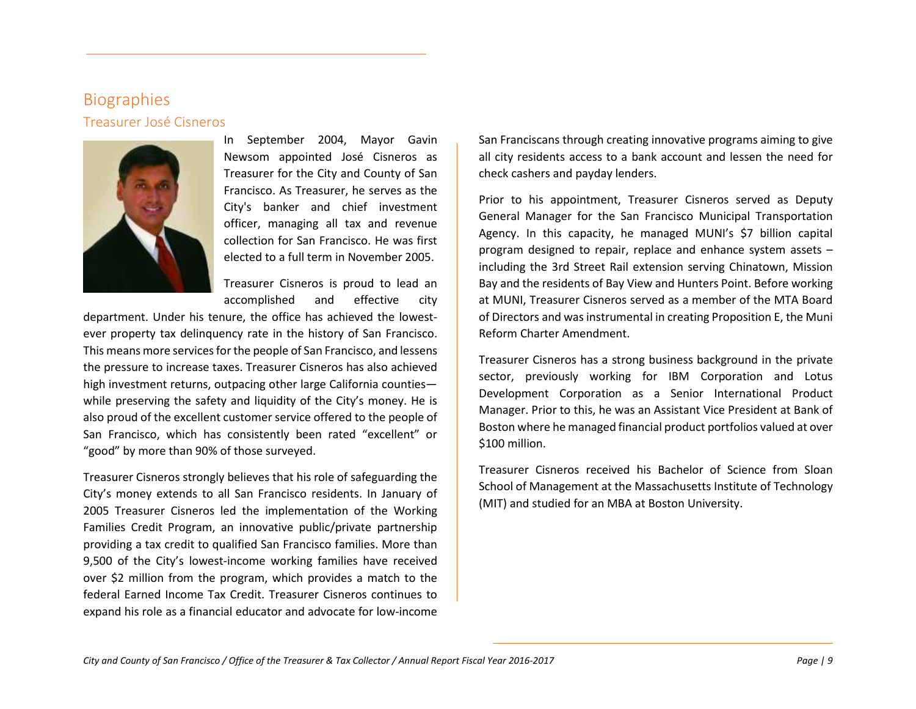# Biographies

## Treasurer José Cisneros

In September 2004, Mayor Gavin Newsom appointed José Cisneros as Treasurer for the City and County of San Francisco. As Treasurer, he serves as the City's banker and chief investment officer, managing all tax and revenue collection for San Francisco. He was first elected to a full term in November 2005.

Treasurer Cisneros is proud to lead an accomplished and effective city department. Under his tenure, the office has achieved the lowest-ever property tax delinquency rate in the history of San Francisco. This means more services for the people of San Francisco, and lessens the pressure to increase taxes. Treasurer Cisneros has also achieved high investment returns, outpacing other large California counties—while preserving the safety and liquidity of the City's money. He is also proud of the excellent customer service offered to the people of San Francisco, which has consistently been rated "excellent" or "good" by more than 90% of those surveyed.

Treasurer Cisneros strongly believes that his role of safeguarding the City's money extends to all San Francisco residents. In January of 2005 Treasurer Cisneros led the implementation of the Working Families Credit Program, an innovative public/private partnership providing a tax credit to qualified San Francisco families. More than 9,500 of the City's lowest-income working families have received over $2 million from the program, which provides a match to the federal Earned Income Tax Credit. Treasurer Cisneros continues to expand his role as a financial educator and advocate for low-income San Franciscans through creating innovative programs aiming to give all city residents access to a bank account and lessen the need for check cashers and payday lenders.

Prior to his appointment, Treasurer Cisneros served as Deputy General Manager for the San Francisco Municipal Transportation Agency. In this capacity, he managed MUNI's $7 billion capital program designed to repair, replace and enhance system assets – including the 3rd Street Rail extension serving Chinatown, Mission Bay and the residents of Bay View and Hunters Point. Before working at MUNI, Treasurer Cisneros served as a member of the MTA Board of Directors and was instrumental in creating Proposition E, the Muni Reform Charter Amendment.

Treasurer Cisneros has a strong business background in the private sector, previously working for IBM Corporation and Lotus Development Corporation as a Senior International Product Manager. Prior to this, he was an Assistant Vice President at Bank of Boston where he managed financial product portfolios valued at over $100 million.

Treasurer Cisneros received his Bachelor of Science from Sloan School of Management at the Massachusetts Institute of Technology (MIT) and studied for an MBA at Boston University.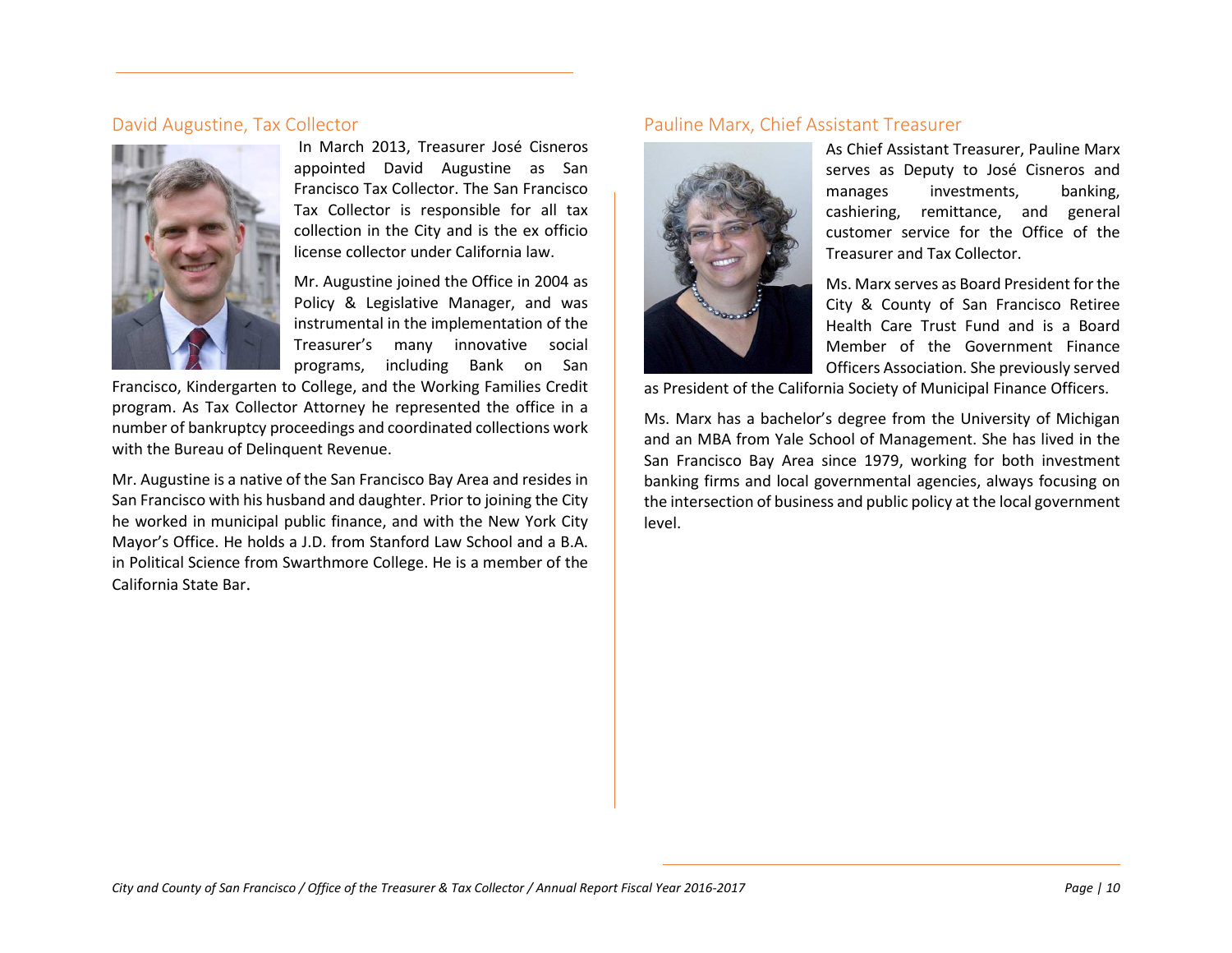## David Augustine, Tax Collector

In March 2013, Treasurer José Cisneros appointed David Augustine as San Francisco Tax Collector. The San Francisco Tax Collector is responsible for all tax collection in the City and is the ex officio license collector under California law.

Mr. Augustine joined the Office in 2004 as Policy & Legislative Manager, and was instrumental in the implementation of the Treasurer's many innovative social programs, including Bank on San Francisco, Kindergarten to College, and the Working Families Credit program. As Tax Collector Attorney he represented the office in a number of bankruptcy proceedings and coordinated collections work with the Bureau of Delinquent Revenue.

Mr. Augustine is a native of the San Francisco Bay Area and resides in San Francisco with his husband and daughter. Prior to joining the City he worked in municipal public finance, and with the New York City Mayor's Office. He holds a J.D. from Stanford Law School and a B.A. in Political Science from Swarthmore College. He is a member of the California State Bar.

## Pauline Marx, Chief Assistant Treasurer

As Chief Assistant Treasurer, Pauline Marx serves as Deputy to José Cisneros and manages investments, banking, cashiering, remittance, and general customer service for the Office of the Treasurer and Tax Collector.

Ms. Marx serves as Board President for the City & County of San Francisco Retiree Health Care Trust Fund and is a Board Member of the Government Finance Officers Association. She previously served as President of the California Society of Municipal Finance Officers.

Ms. Marx has a bachelor's degree from the University of Michigan and an MBA from Yale School of Management. She has lived in the San Francisco Bay Area since 1979, working for both investment banking firms and local governmental agencies, always focusing on the intersection of business and public policy at the local government level.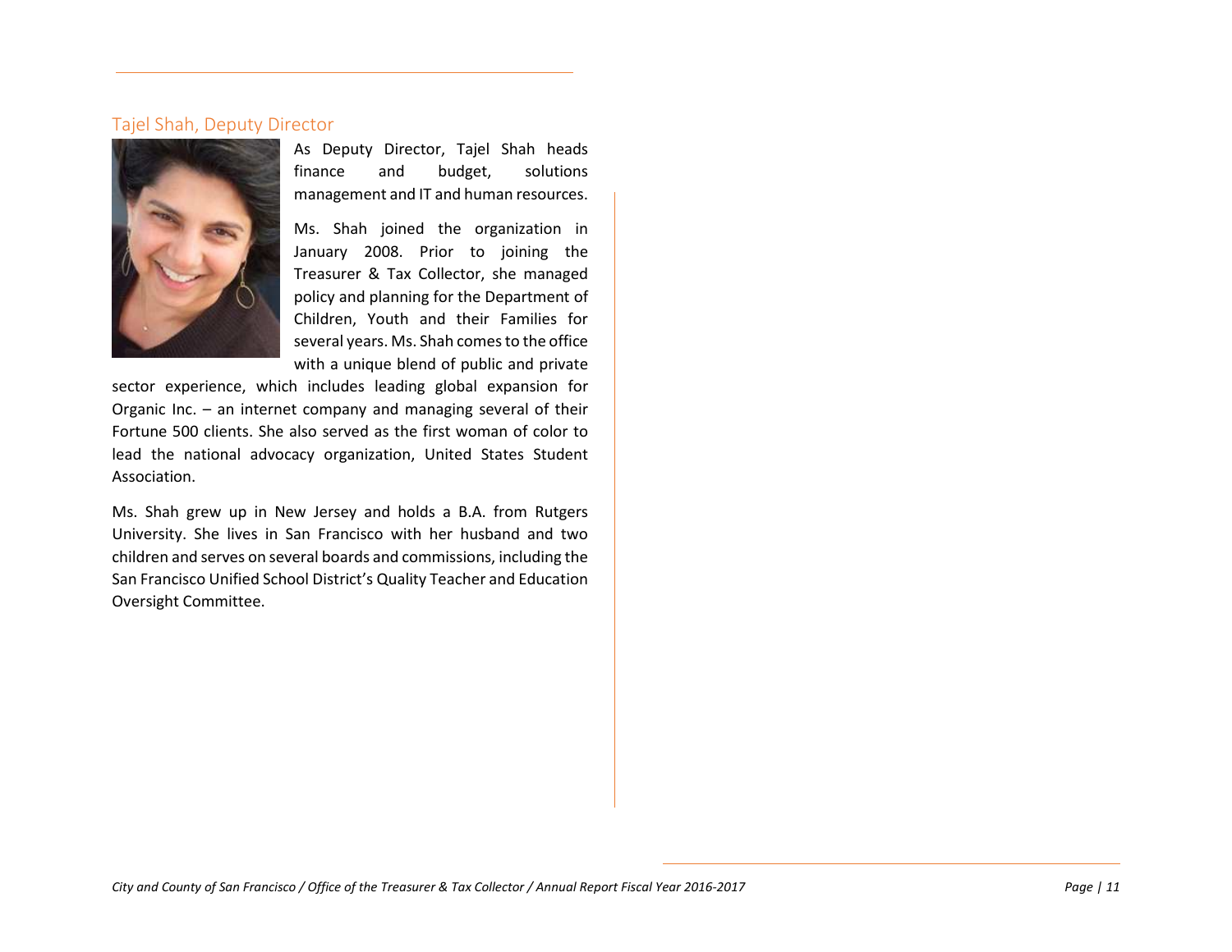## Tajel Shah, Deputy Director

As Deputy Director, Tajel Shah heads finance and budget, solutions management and IT and human resources.

Ms. Shah joined the organization in January 2008. Prior to joining the Treasurer & Tax Collector, she managed policy and planning for the Department of Children, Youth and their Families for several years. Ms. Shah comes to the office with a unique blend of public and private sector experience, which includes leading global expansion for Organic Inc. – an internet company and managing several of their Fortune 500 clients. She also served as the first woman of color to lead the national advocacy organization, United States Student Association.

Ms. Shah grew up in New Jersey and holds a B.A. from Rutgers University. She lives in San Francisco with her husband and two children and serves on several boards and commissions, including the San Francisco Unified School District's Quality Teacher and Education Oversight Committee.